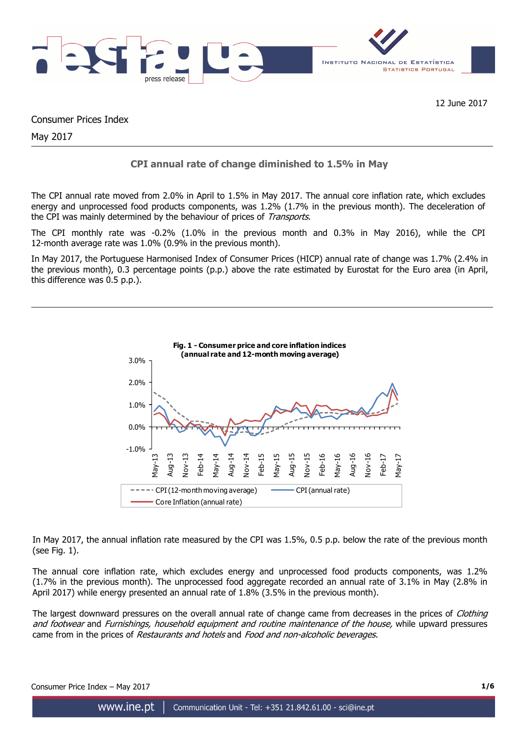12 June 2017

Consumer Prices Index

May 2017

## CPI annual rate of change diminished to 1.5% in May

The CPI annual rate moved from 2.0% in April to 1.5% in May 2017. The annual core inflation rate, which excludes energy and unprocessed food products components, was 1.2% (1.7% in the previous month). The deceleration of the CPI was mainly determined by the behaviour of prices of *Transports*.

The CPI monthly rate was -0.2% (1.0% in the previous month and 0.3% in May 2016), while the CPI 12-month average rate was 1.0% (0.9% in the previous month).

In May 2017, the Portuguese Harmonised Index of Consumer Prices (HICP) annual rate of change was 1.7% (2.4% in the previous month), 0.3 percentage points (p.p.) above the rate estimated by Eurostat for the Euro area (in April, this difference was 0.5 p.p.).

**Fig. 1 - Consumer price and core inflation indices (annual rate and 12-month moving average)**

In May 2017, the annual inflation rate measured by the CPI was 1.5%, 0.5 p.p. below the rate of the previous month (see Fig. 1).

The annual core inflation rate, which excludes energy and unprocessed food products components, was 1.2% (1.7% in the previous month). The unprocessed food aggregate recorded an annual rate of 3.1% in May (2.8% in April 2017) while energy presented an annual rate of 1.8% (3.5% in the previous month).

The largest downward pressures on the overall annual rate of change came from decreases in the prices of *Clothing and footwear* and *Furnishings, household equipment and routine maintenance of the house,* while upward pressures came from in the prices of *Restaurants and hotels* and *Food and non-alcoholic beverages.*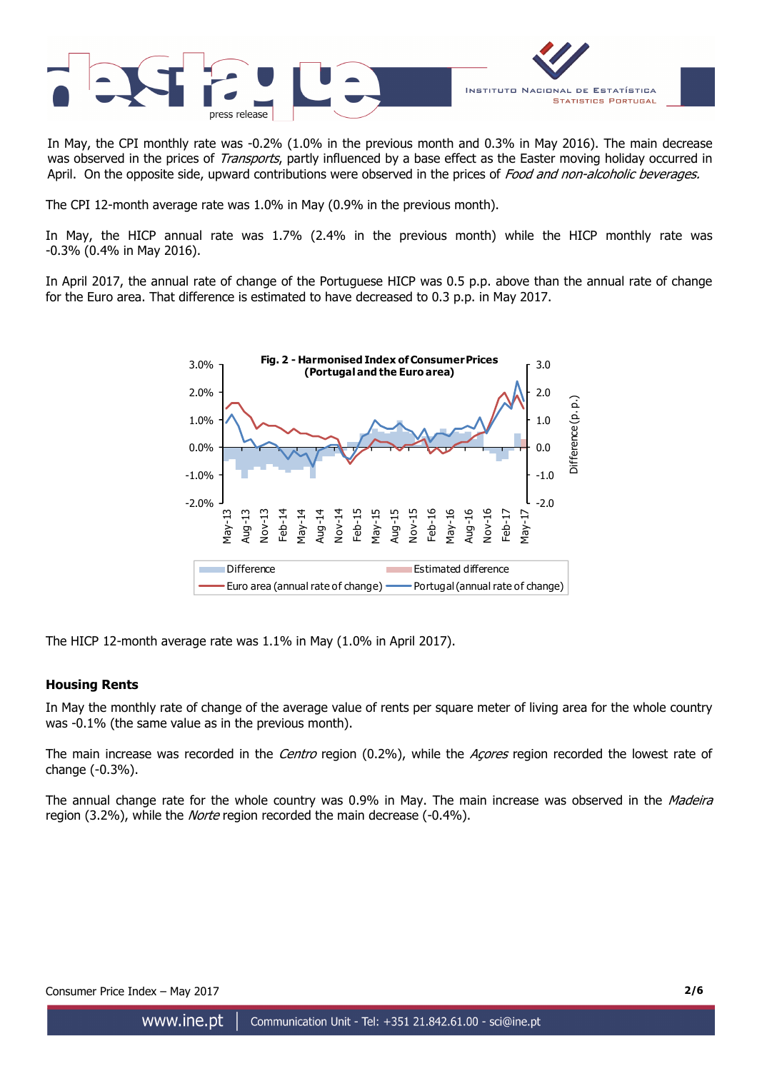In May, the CPI monthly rate was -0.2% (1.0% in the previous month and 0.3% in May 2016). The main decrease was observed in the prices of *Transports*, partly influenced by a base effect as the Easter moving holiday occurred in April. On the opposite side, upward contributions were observed in the prices of *Food and non-alcoholic beverages.*

The CPI 12-month average rate was 1.0% in May (0.9% in the previous month).

In May, the HICP annual rate was 1.7% (2.4% in the previous month) while the HICP monthly rate was -0.3% (0.4% in May 2016).

In April 2017, the annual rate of change of the Portuguese HICP was 0.5 p.p. above than the annual rate of change for the Euro area. That difference is estimated to have decreased to 0.3 p.p. in May 2017.

**Fig. 2 - Harmonised Index of Consumer Prices (Portugal and the Euro area)**

Legend: Difference; Estimated difference; Euro area (annual rate of change); Portugal (annual rate of change)

The HICP 12-month average rate was 1.1% in May (1.0% in April 2017).

## Housing Rents

In May the monthly rate of change of the average value of rents per square meter of living area for the whole country was -0.1% (the same value as in the previous month).

The main increase was recorded in the *Centro* region (0.2%), while the *Açores* region recorded the lowest rate of change (-0.3%).

The annual change rate for the whole country was 0.9% in May. The main increase was observed in the *Madeira* region (3.2%), while the *Norte* region recorded the main decrease (-0.4%).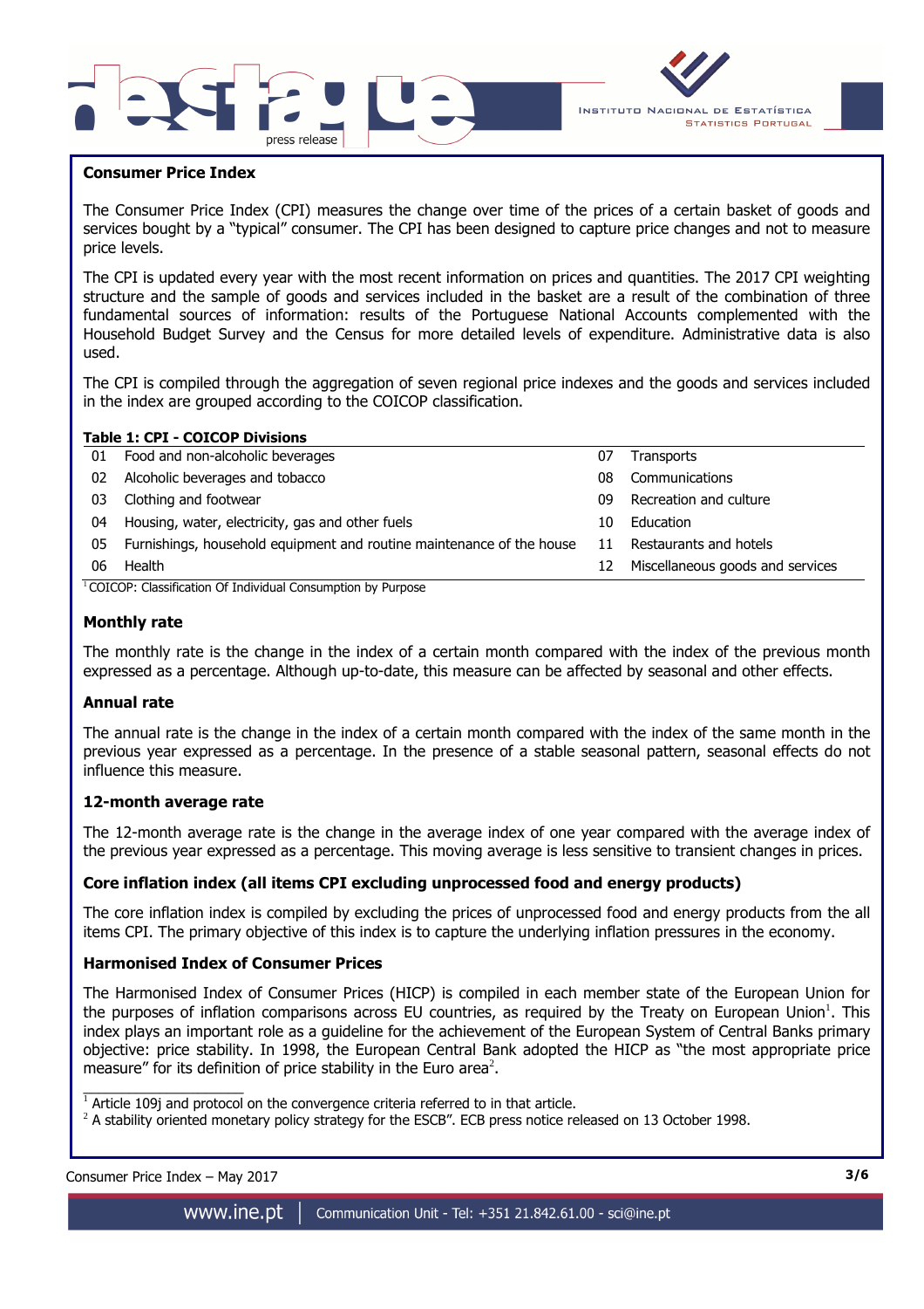## Consumer Price Index

The Consumer Price Index (CPI) measures the change over time of the prices of a certain basket of goods and services bought by a "typical" consumer. The CPI has been designed to capture price changes and not to measure price levels.

The CPI is updated every year with the most recent information on prices and quantities. The 2017 CPI weighting structure and the sample of goods and services included in the basket are a result of the combination of three fundamental sources of information: results of the Portuguese National Accounts complemented with the Household Budget Survey and the Census for more detailed levels of expenditure. Administrative data is also used.

The CPI is compiled through the aggregation of seven regional price indexes and the goods and services included in the index are grouped according to the COICOP classification.

**Table 1: CPI - COICOP Divisions**

| | | | |
|---|---|---|---|
| 01 | Food and non-alcoholic beverages | 07 | Transports |
| 02 | Alcoholic beverages and tobacco | 08 | Communications |
| 03 | Clothing and footwear | 09 | Recreation and culture |
| 04 | Housing, water, electricity, gas and other fuels | 10 | Education |
| 05 | Furnishings, household equipment and routine maintenance of the house | 11 | Restaurants and hotels |
| 06 | Health | 12 | Miscellaneous goods and services |

[1] COICOP: Classification Of Individual Consumption by Purpose

### Monthly rate

The monthly rate is the change in the index of a certain month compared with the index of the previous month expressed as a percentage. Although up-to-date, this measure can be affected by seasonal and other effects.

### Annual rate

The annual rate is the change in the index of a certain month compared with the index of the same month in the previous year expressed as a percentage. In the presence of a stable seasonal pattern, seasonal effects do not influence this measure.

### 12-month average rate

The 12-month average rate is the change in the average index of one year compared with the average index of the previous year expressed as a percentage. This moving average is less sensitive to transient changes in prices.

### Core inflation index (all items CPI excluding unprocessed food and energy products)

The core inflation index is compiled by excluding the prices of unprocessed food and energy products from the all items CPI. The primary objective of this index is to capture the underlying inflation pressures in the economy.

### Harmonised Index of Consumer Prices

The Harmonised Index of Consumer Prices (HICP) is compiled in each member state of the European Union for the purposes of inflation comparisons across EU countries, as required by the Treaty on European Union[1]. This index plays an important role as a guideline for the achievement of the European System of Central Banks primary objective: price stability. In 1998, the European Central Bank adopted the HICP as "the most appropriate price measure" for its definition of price stability in the Euro area[2].

[1] Article 109j and protocol on the convergence criteria referred to in that article.

[2] A stability oriented monetary policy strategy for the ESCB". ECB press notice released on 13 October 1998.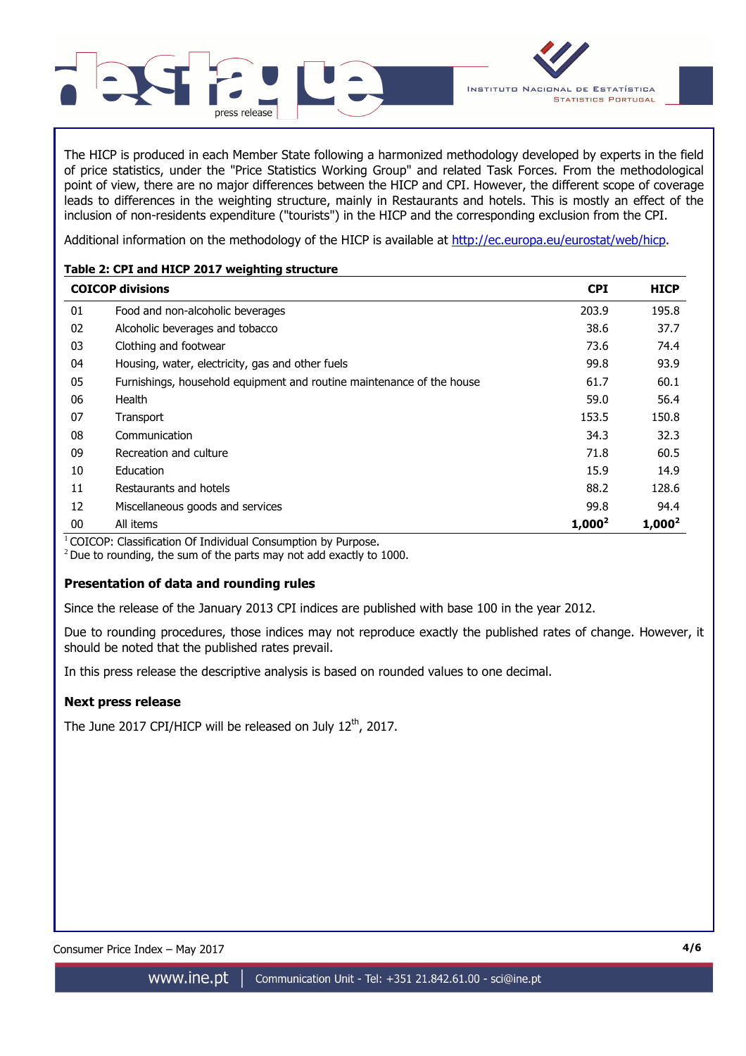The HICP is produced in each Member State following a harmonized methodology developed by experts in the field of price statistics, under the "Price Statistics Working Group" and related Task Forces. From the methodological point of view, there are no major differences between the HICP and CPI. However, the different scope of coverage leads to differences in the weighting structure, mainly in Restaurants and hotels. This is mostly an effect of the inclusion of non-residents expenditure ("tourists") in the HICP and the corresponding exclusion from the CPI.

Additional information on the methodology of the HICP is available at http://ec.europa.eu/eurostat/web/hicp.

**Table 2: CPI and HICP 2017 weighting structure**

| COICOP divisions | | CPI | HICP |
|---|---|---|---|
| 01 | Food and non-alcoholic beverages | 203.9 | 195.8 |
| 02 | Alcoholic beverages and tobacco | 38.6 | 37.7 |
| 03 | Clothing and footwear | 73.6 | 74.4 |
| 04 | Housing, water, electricity, gas and other fuels | 99.8 | 93.9 |
| 05 | Furnishings, household equipment and routine maintenance of the house | 61.7 | 60.1 |
| 06 | Health | 59.0 | 56.4 |
| 07 | Transport | 153.5 | 150.8 |
| 08 | Communication | 34.3 | 32.3 |
| 09 | Recreation and culture | 71.8 | 60.5 |
| 10 | Education | 15.9 | 14.9 |
| 11 | Restaurants and hotels | 88.2 | 128.6 |
| 12 | Miscellaneous goods and services | 99.8 | 94.4 |
| 00 | All items | **1,000**[2] | **1,000**[2] |

[1] COICOP: Classification Of Individual Consumption by Purpose.
[2] Due to rounding, the sum of the parts may not add exactly to 1000.

### Presentation of data and rounding rules

Since the release of the January 2013 CPI indices are published with base 100 in the year 2012.

Due to rounding procedures, those indices may not reproduce exactly the published rates of change. However, it should be noted that the published rates prevail.

In this press release the descriptive analysis is based on rounded values to one decimal.

### Next press release

The June 2017 CPI/HICP will be released on July 12th, 2017.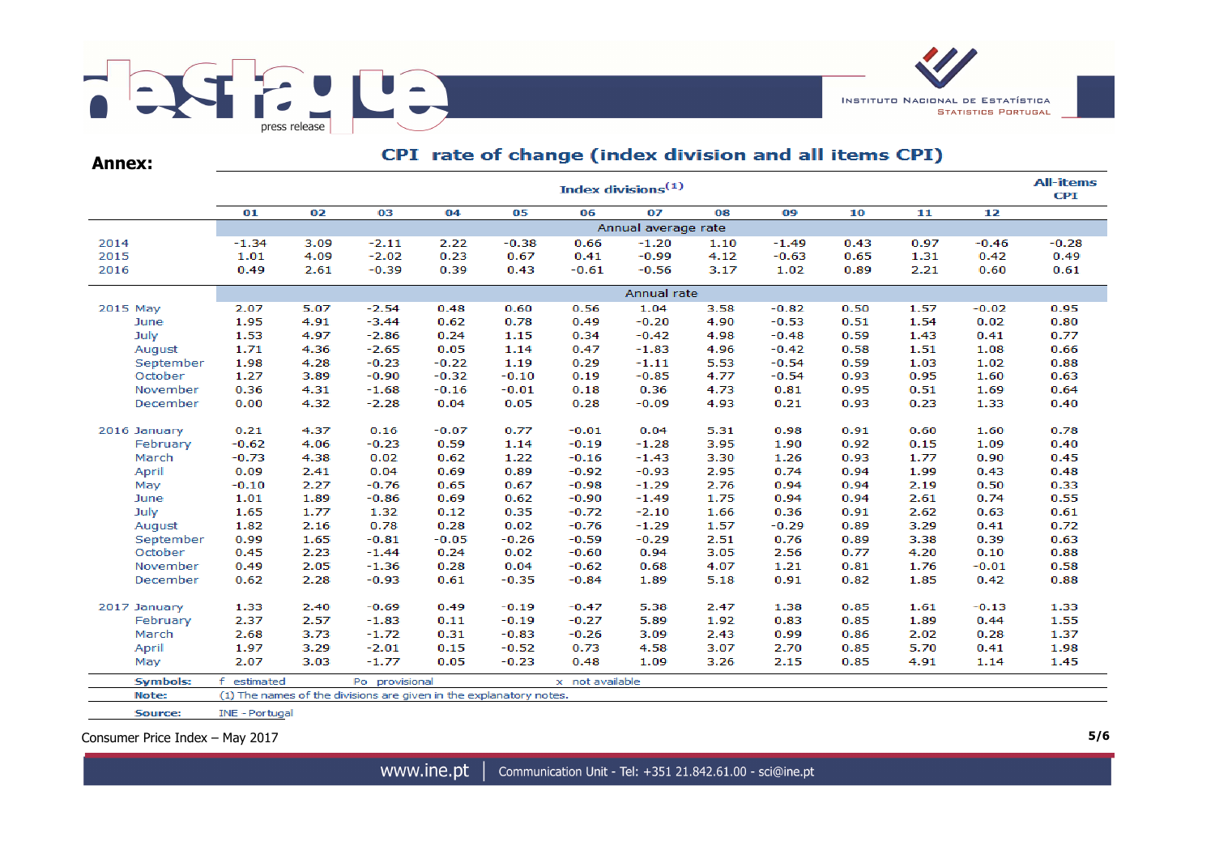## Annex:

### CPI rate of change (index division and all items CPI)

| | Index divisions[(1)] | | | | | | | | | | | | All-items CPI |
|---|---|---|---|---|---|---|---|---|---|---|---|---|---|
| | 01 | 02 | 03 | 04 | 05 | 06 | 07 | 08 | 09 | 10 | 11 | 12 | |
| | Annual average rate | | | | | | | | | | | | |
| 2014 | -1.34 | 3.09 | -2.11 | 2.22 | -0.38 | 0.66 | -1.20 | 1.10 | -1.49 | 0.43 | 0.97 | -0.46 | -0.28 |
| 2015 | 1.01 | 4.09 | -2.02 | 0.23 | 0.67 | 0.41 | -0.99 | 4.12 | -0.63 | 0.65 | 1.31 | 0.42 | 0.49 |
| 2016 | 0.49 | 2.61 | -0.39 | 0.39 | 0.43 | -0.61 | -0.56 | 3.17 | 1.02 | 0.89 | 2.21 | 0.60 | 0.61 |
| | Annual rate | | | | | | | | | | | | |
| 2015 May | 2.07 | 5.07 | -2.54 | 0.48 | 0.60 | 0.56 | 1.04 | 3.58 | -0.82 | 0.50 | 1.57 | -0.02 | 0.95 |
| June | 1.95 | 4.91 | -3.44 | 0.62 | 0.78 | 0.49 | -0.20 | 4.90 | -0.53 | 0.51 | 1.54 | 0.02 | 0.80 |
| July | 1.53 | 4.97 | -2.86 | 0.24 | 1.15 | 0.34 | -0.42 | 4.98 | -0.48 | 0.59 | 1.43 | 0.41 | 0.77 |
| August | 1.71 | 4.36 | -2.65 | 0.05 | 1.14 | 0.47 | -1.83 | 4.96 | -0.42 | 0.58 | 1.51 | 1.08 | 0.66 |
| September | 1.98 | 4.28 | -0.23 | -0.22 | 1.19 | 0.29 | -1.11 | 5.53 | -0.54 | 0.59 | 1.03 | 1.02 | 0.88 |
| October | 1.27 | 3.89 | -0.90 | -0.32 | -0.10 | 0.19 | -0.85 | 4.77 | -0.54 | 0.93 | 0.95 | 1.60 | 0.63 |
| November | 0.36 | 4.31 | -1.68 | -0.16 | -0.01 | 0.18 | 0.36 | 4.73 | 0.81 | 0.95 | 0.51 | 1.69 | 0.64 |
| December | 0.00 | 4.32 | -2.28 | 0.04 | 0.05 | 0.28 | -0.09 | 4.93 | 0.21 | 0.93 | 0.23 | 1.33 | 0.40 |
| 2016 January | 0.21 | 4.37 | 0.16 | -0.07 | 0.77 | -0.01 | 0.04 | 5.31 | 0.98 | 0.91 | 0.60 | 1.60 | 0.78 |
| February | -0.62 | 4.06 | -0.23 | 0.59 | 1.14 | -0.19 | -1.28 | 3.95 | 1.90 | 0.92 | 0.15 | 1.09 | 0.40 |
| March | -0.73 | 4.38 | 0.02 | 0.62 | 1.22 | -0.16 | -1.43 | 3.30 | 1.26 | 0.93 | 1.77 | 0.90 | 0.45 |
| April | 0.09 | 2.41 | 0.04 | 0.69 | 0.89 | -0.92 | -0.93 | 2.95 | 0.74 | 0.94 | 1.99 | 0.43 | 0.48 |
| May | -0.10 | 2.27 | -0.76 | 0.65 | 0.67 | -0.98 | -1.29 | 2.76 | 0.94 | 0.94 | 2.19 | 0.50 | 0.33 |
| June | 1.01 | 1.89 | -0.86 | 0.69 | 0.62 | -0.90 | -1.49 | 1.75 | 0.94 | 0.94 | 2.61 | 0.74 | 0.55 |
| July | 1.65 | 1.77 | 1.32 | 0.12 | 0.35 | -0.72 | -2.10 | 1.66 | 0.36 | 0.91 | 2.62 | 0.63 | 0.61 |
| August | 1.82 | 2.16 | 0.78 | 0.28 | 0.02 | -0.76 | -1.29 | 1.57 | -0.29 | 0.89 | 3.29 | 0.41 | 0.72 |
| September | 0.99 | 1.65 | -0.81 | -0.05 | -0.26 | -0.59 | -0.29 | 2.51 | 0.76 | 0.89 | 3.38 | 0.39 | 0.63 |
| October | 0.45 | 2.23 | -1.44 | 0.24 | 0.02 | -0.60 | 0.94 | 3.05 | 2.56 | 0.77 | 4.20 | 0.10 | 0.88 |
| November | 0.49 | 2.05 | -1.36 | 0.28 | 0.04 | -0.62 | 0.68 | 4.07 | 1.21 | 0.81 | 1.76 | -0.01 | 0.58 |
| December | 0.62 | 2.28 | -0.93 | 0.61 | -0.35 | -0.84 | 1.89 | 5.18 | 0.91 | 0.82 | 1.85 | 0.42 | 0.88 |
| 2017 January | 1.33 | 2.40 | -0.69 | 0.49 | -0.19 | -0.47 | 5.38 | 2.47 | 1.38 | 0.85 | 1.61 | -0.13 | 1.33 |
| February | 2.37 | 2.57 | -1.83 | 0.11 | -0.19 | -0.27 | 5.89 | 1.92 | 0.83 | 0.85 | 1.89 | 0.44 | 1.55 |
| March | 2.68 | 3.73 | -1.72 | 0.31 | -0.83 | -0.26 | 3.09 | 2.43 | 0.99 | 0.86 | 2.02 | 0.28 | 1.37 |
| April | 1.97 | 3.29 | -2.01 | 0.15 | -0.52 | 0.73 | 4.58 | 3.07 | 2.70 | 0.85 | 5.70 | 0.41 | 1.98 |
| May | 2.07 | 3.03 | -1.77 | 0.05 | -0.23 | 0.48 | 1.09 | 3.26 | 2.15 | 0.85 | 4.91 | 1.14 | 1.45 |

**Symbols:** f estimated Po provisional x not available

**Note:** (1) The names of the divisions are given in the explanatory notes.

**Source:** INE - Portugal

Consumer Price Index – May 2017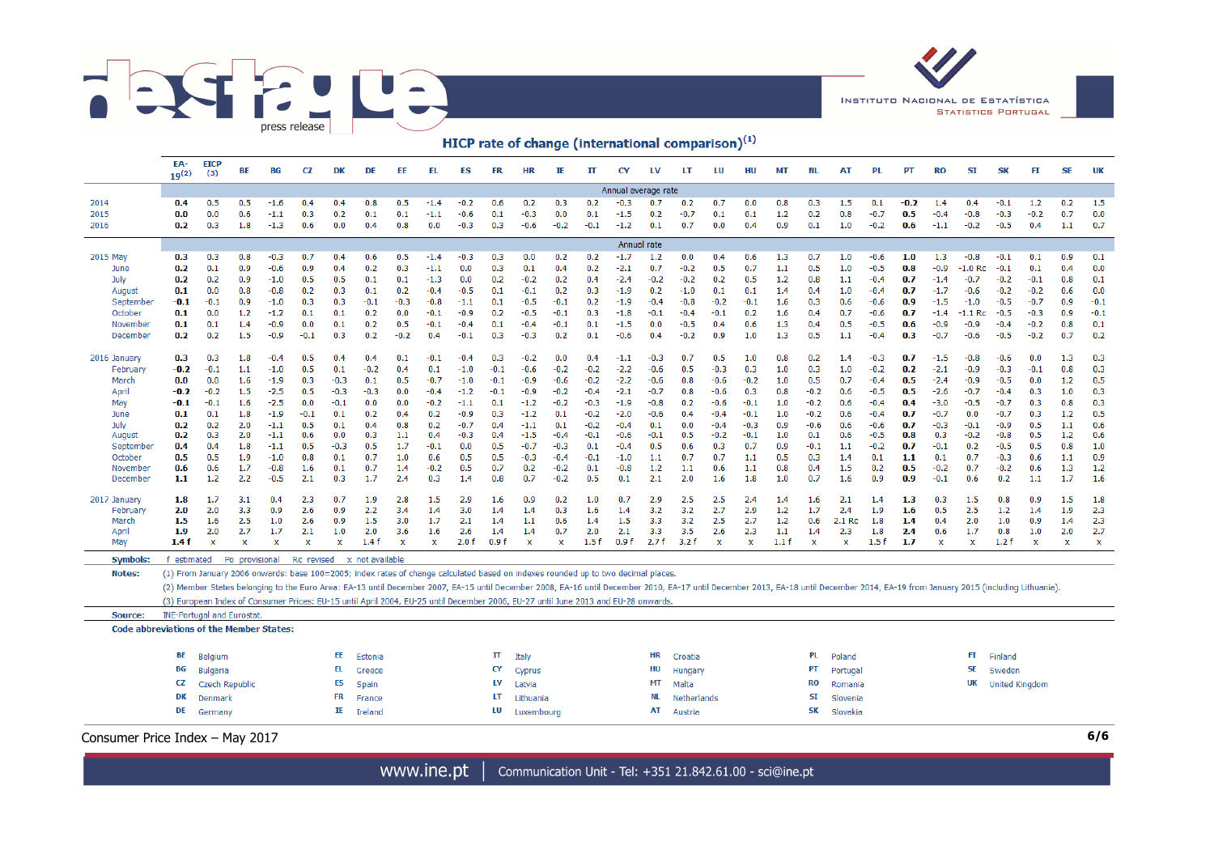## HICP rate of change (international comparison)(1)

| | EA-19(2) | EICP (3) | BE | BG | CZ | DK | DE | EE | EL | ES | FR | HR | IE | IT | CY | LV | LT | LU | HU | MT | NL | AT | PL | PT | RO | SI | SK | FI | SE | UK |
|---|---|---|---|---|---|---|---|---|---|---|---|---|---|---|---|---|---|---|---|---|---|---|---|---|---|---|---|---|---|---|
| | Annual average rate | | | | | | | | | | | | | | | | | | | | | | | | | | | | | |
| 2014 | **0.4** | 0.5 | 0.5 | -1.6 | 0.4 | 0.4 | 0.8 | 0.5 | -1.4 | -0.2 | 0.6 | 0.2 | 0.3 | 0.2 | -0.3 | 0.7 | 0.2 | 0.7 | 0.0 | 0.8 | 0.3 | 1.5 | 0.1 | **-0.2** | 1.4 | 0.4 | -0.1 | 1.2 | 0.2 | 1.5 |
| 2015 | **0.0** | 0.0 | 0.6 | -1.1 | 0.3 | 0.2 | 0.1 | 0.1 | -1.1 | -0.6 | 0.1 | -0.3 | 0.0 | 0.1 | -1.5 | 0.2 | -0.7 | 0.1 | 0.1 | 1.2 | 0.2 | 0.8 | -0.7 | **0.5** | -0.4 | -0.8 | -0.3 | -0.2 | 0.7 | 0.0 |
| 2016 | **0.2** | 0.3 | 1.8 | -1.3 | 0.6 | 0.0 | 0.4 | 0.8 | 0.0 | -0.3 | 0.3 | -0.6 | -0.2 | -0.1 | -1.2 | 0.1 | 0.7 | 0.0 | 0.4 | 0.9 | 0.1 | 1.0 | -0.2 | **0.6** | -1.1 | -0.2 | -0.5 | 0.4 | 1.1 | 0.7 |
| | Annual rate | | | | | | | | | | | | | | | | | | | | | | | | | | | | | |
| 2015 May | **0.3** | 0.3 | 0.8 | -0.3 | 0.7 | 0.4 | 0.6 | 0.5 | -1.4 | -0.3 | 0.3 | 0.0 | 0.2 | 0.2 | -1.7 | 1.2 | 0.0 | 0.4 | 0.6 | 1.3 | 0.7 | 1.0 | -0.6 | **1.0** | 1.3 | -0.8 | -0.1 | 0.1 | 0.9 | 0.1 |
| June | **0.2** | 0.1 | 0.9 | -0.6 | 0.9 | 0.4 | 0.2 | 0.3 | -1.1 | 0.0 | 0.3 | 0.1 | 0.4 | 0.2 | -2.1 | 0.7 | -0.2 | 0.5 | 0.7 | 1.1 | 0.5 | 1.0 | -0.5 | **0.8** | -0.9 | -1.0 Rc | -0.1 | 0.1 | 0.4 | 0.0 |
| July | **0.2** | 0.2 | 0.9 | -1.0 | 0.5 | 0.5 | 0.1 | 0.1 | -1.3 | 0.0 | 0.2 | -0.2 | 0.2 | 0.4 | -2.4 | -0.2 | -0.2 | 0.2 | 0.5 | 1.2 | 0.8 | 1.1 | -0.4 | **0.7** | -1.4 | -0.7 | -0.2 | -0.1 | 0.8 | 0.1 |
| August | **0.1** | 0.0 | 0.8 | -0.8 | 0.2 | 0.3 | 0.1 | 0.2 | -0.4 | -0.5 | 0.1 | -0.1 | 0.2 | 0.3 | -1.9 | 0.2 | -1.0 | 0.1 | 0.1 | 1.4 | 0.4 | 1.0 | -0.4 | **0.7** | -1.7 | -0.6 | -0.2 | -0.2 | 0.6 | 0.0 |
| September | **-0.1** | -0.1 | 0.9 | -1.0 | 0.3 | 0.3 | -0.1 | -0.3 | -0.8 | -1.1 | 0.1 | -0.5 | -0.1 | 0.2 | -1.9 | -0.4 | -0.8 | -0.2 | -0.1 | 1.6 | 0.3 | 0.6 | -0.6 | **0.9** | -1.5 | -1.0 | -0.5 | -0.7 | 0.9 | -0.1 |
| October | **0.1** | 0.0 | 1.2 | -1.2 | 0.1 | 0.1 | 0.2 | 0.0 | -0.1 | -0.9 | 0.2 | -0.5 | -0.1 | 0.3 | -1.8 | -0.1 | -0.4 | -0.1 | 0.2 | 1.6 | 0.4 | 0.7 | -0.6 | **0.7** | -1.4 | -1.1 Rc | -0.5 | -0.3 | 0.9 | -0.1 |
| November | **0.1** | 0.1 | 1.4 | -0.9 | 0.0 | 0.1 | 0.2 | 0.5 | -0.1 | -0.4 | 0.1 | -0.4 | -0.1 | 0.1 | -1.5 | 0.0 | -0.5 | 0.4 | 0.6 | 1.3 | 0.4 | 0.5 | -0.5 | **0.6** | -0.9 | -0.9 | -0.4 | -0.2 | 0.8 | 0.1 |
| December | **0.2** | 0.2 | 1.5 | -0.9 | -0.1 | 0.3 | 0.2 | -0.2 | 0.4 | -0.1 | 0.3 | -0.3 | 0.2 | 0.1 | -0.6 | 0.4 | -0.2 | 0.9 | 1.0 | 1.3 | 0.5 | 1.1 | -0.4 | **0.3** | -0.7 | -0.6 | -0.5 | -0.2 | 0.7 | 0.2 |
| 2016 January | **0.3** | 0.3 | 1.8 | -0.4 | 0.5 | 0.4 | 0.4 | 0.1 | -0.1 | -0.4 | 0.3 | -0.2 | 0.0 | 0.4 | -1.1 | -0.3 | 0.7 | 0.5 | 1.0 | 0.8 | 0.2 | 1.4 | -0.3 | **0.7** | -1.5 | -0.8 | -0.6 | 0.0 | 1.3 | 0.3 |
| February | **-0.2** | -0.1 | 1.1 | -1.0 | 0.5 | 0.1 | -0.2 | 0.4 | 0.1 | -1.0 | -0.1 | -0.6 | -0.2 | -0.2 | -2.2 | -0.6 | 0.5 | -0.3 | 0.3 | 1.0 | 0.3 | 1.0 | -0.2 | **0.2** | -2.1 | -0.9 | -0.3 | -0.1 | 0.8 | 0.3 |
| March | **0.0** | 0.0 | 1.6 | -1.9 | 0.3 | -0.3 | 0.1 | 0.5 | -0.7 | -1.0 | -0.1 | -0.9 | -0.6 | -0.2 | -2.2 | -0.6 | 0.8 | -0.6 | -0.2 | 1.0 | 0.5 | 0.7 | -0.4 | **0.5** | -2.4 | -0.9 | -0.5 | 0.0 | 1.2 | 0.5 |
| April | **-0.2** | -0.2 | 1.5 | -2.5 | 0.5 | -0.3 | -0.3 | 0.0 | -0.4 | -1.2 | -0.1 | -0.9 | -0.2 | -0.4 | -2.1 | -0.7 | 0.8 | -0.6 | 0.3 | 0.8 | -0.2 | 0.6 | -0.5 | **0.5** | -2.6 | -0.7 | -0.4 | 0.3 | 1.0 | 0.3 |
| May | **-0.1** | -0.1 | 1.6 | -2.5 | 0.0 | -0.1 | 0.0 | 0.0 | -0.2 | -1.1 | 0.1 | -1.2 | -0.2 | -0.3 | -1.9 | -0.8 | 0.2 | -0.6 | -0.1 | 1.0 | -0.2 | 0.6 | -0.4 | **0.4** | -3.0 | -0.5 | -0.7 | 0.3 | 0.8 | 0.3 |
| June | **0.1** | 0.1 | 1.8 | -1.9 | -0.1 | 0.1 | 0.2 | 0.4 | 0.2 | -0.9 | 0.3 | -1.2 | 0.1 | -0.2 | -2.0 | -0.6 | 0.4 | -0.4 | -0.1 | 1.0 | -0.2 | 0.6 | -0.4 | **0.7** | -0.7 | -0.4 | -0.7 | 0.3 | 1.2 | 0.5 |
| July | **0.2** | 0.2 | 2.0 | -1.1 | 0.5 | 0.1 | 0.4 | 0.8 | 0.2 | -0.7 | 0.4 | -1.1 | 0.1 | -0.2 | -0.4 | 0.1 | 0.0 | -0.4 | -0.3 | 0.9 | -0.6 | 0.6 | -0.6 | **0.7** | -0.3 | -0.1 | -0.9 | 0.5 | 1.1 | 0.6 |
| August | **0.2** | 0.3 | 2.0 | -1.1 | 0.6 | 0.0 | 0.3 | 1.1 | 0.4 | -0.3 | 0.4 | -1.5 | -0.4 | -0.1 | -0.6 | -0.1 | 0.5 | -0.2 | -0.1 | 1.0 | 0.1 | 0.6 | -0.5 | **0.8** | 0.3 | -0.2 | -0.8 | 0.5 | 1.2 | 0.6 |
| September | **0.4** | 0.4 | 1.8 | -1.1 | 0.5 | -0.3 | 0.5 | 1.7 | -0.1 | 0.0 | 0.5 | -0.7 | -0.3 | 0.1 | -0.4 | 0.5 | 0.6 | 0.3 | 0.7 | 0.9 | -0.1 | 1.1 | -0.2 | **0.7** | -0.1 | 0.2 | -0.5 | 0.5 | 0.8 | 1.0 |
| October | **0.5** | 0.5 | 1.9 | -1.0 | 0.8 | 0.1 | 0.7 | 1.0 | 0.6 | 0.5 | 0.5 | -0.3 | -0.4 | -0.1 | -1.0 | 1.1 | 0.7 | 0.7 | 1.1 | 0.5 | 0.3 | 1.4 | 0.1 | **1.1** | 0.1 | 0.7 | -0.3 | 0.6 | 1.1 | 0.9 |
| November | **0.6** | 0.6 | 1.7 | -0.8 | 1.6 | 0.1 | 0.7 | 1.4 | -0.2 | 0.5 | 0.7 | 0.2 | -0.2 | 0.1 | -0.8 | 1.2 | 1.1 | 0.6 | 1.1 | 0.8 | 0.4 | 1.5 | 0.2 | **0.5** | -0.2 | 0.7 | -0.2 | 0.6 | 1.3 | 1.2 |
| December | **1.1** | 1.2 | 2.2 | -0.5 | 2.1 | 0.3 | 1.7 | 2.4 | 0.3 | 1.4 | 0.8 | 0.7 | -0.2 | 0.5 | 0.1 | 2.1 | 2.0 | 1.6 | 1.8 | 1.0 | 0.7 | 1.6 | 0.9 | **0.9** | -0.1 | 0.6 | 0.2 | 1.1 | 1.7 | 1.6 |
| 2017 January | **1.8** | 1.7 | 3.1 | 0.4 | 2.3 | 0.7 | 1.9 | 2.8 | 1.5 | 2.9 | 1.6 | 0.9 | 0.2 | 1.0 | 0.7 | 2.9 | 2.5 | 2.5 | 2.4 | 1.4 | 1.6 | 2.1 | 1.4 | **1.3** | 0.3 | 1.5 | 0.8 | 0.9 | 1.5 | 1.8 |
| February | **2.0** | 2.0 | 3.3 | 0.9 | 2.6 | 0.9 | 2.2 | 3.4 | 1.4 | 3.0 | 1.4 | 1.4 | 0.3 | 1.6 | 1.4 | 3.2 | 3.2 | 2.7 | 2.9 | 1.2 | 1.7 | 2.4 | 1.9 | **1.6** | 0.5 | 2.5 | 1.2 | 1.4 | 1.9 | 2.3 |
| March | **1.5** | 1.6 | 2.5 | 1.0 | 2.6 | 0.9 | 1.5 | 3.0 | 1.7 | 2.1 | 1.4 | 1.1 | 0.6 | 1.4 | 1.5 | 3.3 | 3.2 | 2.5 | 2.7 | 1.2 | 0.6 | 2.1 Rc | 1.8 | **1.4** | 0.4 | 2.0 | 1.0 | 0.9 | 1.4 | 2.3 |
| April | **1.9** | 2.0 | 2.7 | 1.7 | 2.1 | 1.0 | 2.0 | 3.6 | 1.6 | 2.6 | 1.4 | 1.4 | 0.7 | 2.0 | 2.1 | 3.3 | 3.5 | 2.6 | 2.3 | 1.1 | 1.4 | 2.3 | 1.8 | **2.4** | 0.6 | 1.7 | 0.8 | 1.0 | 2.0 | 2.7 |
| May | **1.4 f** | x | x | x | x | x | 1.4 f | x | x | 2.0 f | 0.9 f | x | x | 1.5 f | 0.9 f | 2.7 f | 3.2 f | x | x | 1.1 f | x | x | 1.5 f | **1.7** | x | x | 1.2 f | x | x | x |

**Symbols:** f estimated  Po provisional  Rc revised  x not available

**Notes:**
(1) From January 2006 onwards: base 100=2005; index rates of change calculated based on indexes rounded up to two decimal places.
(2) Member States belonging to the Euro Area: EA-13 until December 2007, EA-15 until December 2008, EA-16 until December 2010, EA-17 until December 2013, EA-18 until December 2014, EA-19 from January 2015 (including Lithuania).
(3) European Index of Consumer Prices: EU-15 until April 2004, EU-25 until December 2006, EU-27 until June 2013 and EU-28 onwards.

**Source:** INE-Portugal and Eurostat.

**Code abbreviations of the Member States:**

| | | | | | | | | | | | |
|---|---|---|---|---|---|---|---|---|---|---|---|
| BE | Belgium | EE | Estonia | IT | Italy | HR | Croatia | PL | Poland | FI | Finland |
| BG | Bulgaria | EL | Greece | CY | Cyprus | HU | Hungary | PT | Portugal | SE | Sweden |
| CZ | Czech Republic | ES | Spain | LV | Latvia | MT | Malta | RO | Romania | UK | United Kingdom |
| DK | Denmark | FR | France | LT | Lithuania | NL | Netherlands | SI | Slovenia | | |
| DE | Germany | IE | Ireland | LU | Luxembourg | AT | Austria | SK | Slovakia | | |